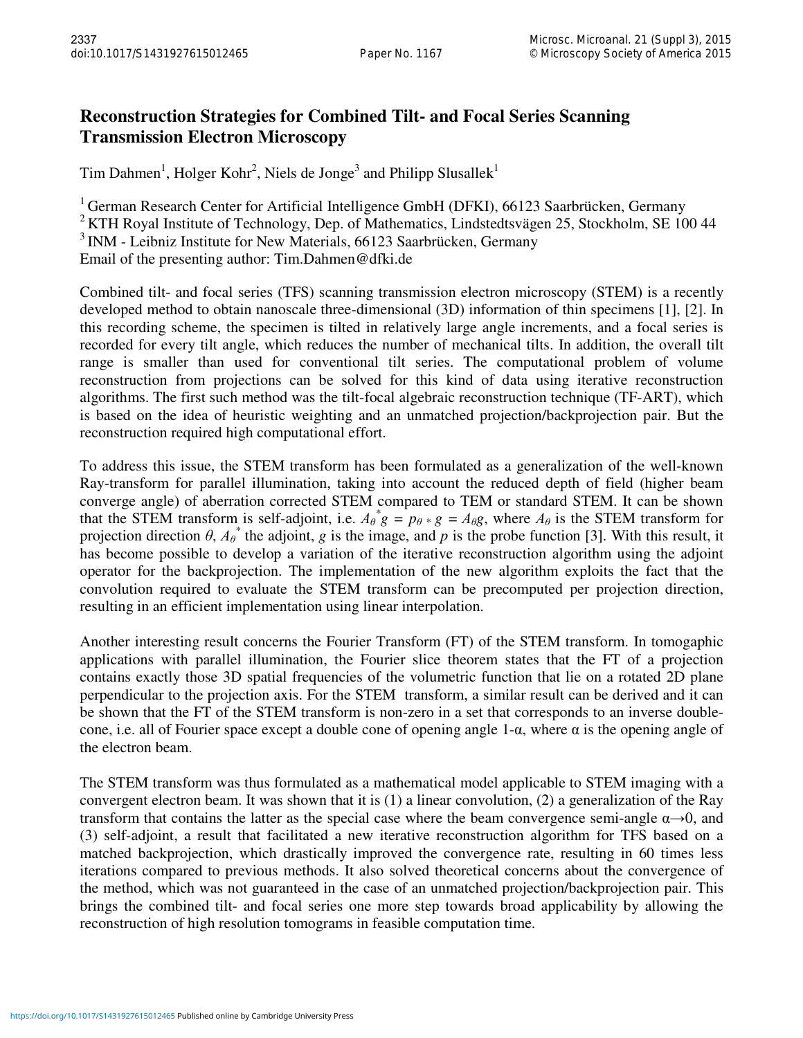# Reconstruction Strategies for Combined Tilt- and Focal Series Scanning Transmission Electron Microscopy

Tim Dahmen[1], Holger Kohr[2], Niels de Jonge[3] and Philipp Slusallek[1]

[1] German Research Center for Artificial Intelligence GmbH (DFKI), 66123 Saarbrücken, Germany
[2] KTH Royal Institute of Technology, Dep. of Mathematics, Lindstedtsvägen 25, Stockholm, SE 100 44
[3] INM - Leibniz Institute for New Materials, 66123 Saarbrücken, Germany
Email of the presenting author: Tim.Dahmen@dfki.de

Combined tilt- and focal series (TFS) scanning transmission electron microscopy (STEM) is a recently developed method to obtain nanoscale three-dimensional (3D) information of thin specimens [1], [2]. In this recording scheme, the specimen is tilted in relatively large angle increments, and a focal series is recorded for every tilt angle, which reduces the number of mechanical tilts. In addition, the overall tilt range is smaller than used for conventional tilt series. The computational problem of volume reconstruction from projections can be solved for this kind of data using iterative reconstruction algorithms. The first such method was the tilt-focal algebraic reconstruction technique (TF-ART), which is based on the idea of heuristic weighting and an unmatched projection/backprojection pair. But the reconstruction required high computational effort.

To address this issue, the STEM transform has been formulated as a generalization of the well-known Ray-transform for parallel illumination, taking into account the reduced depth of field (higher beam converge angle) of aberration corrected STEM compared to TEM or standard STEM. It can be shown that the STEM transform is self-adjoint, i.e. $A_\theta^* g = p_\theta * g = A_\theta g$, where $A_\theta$ is the STEM transform for projection direction $\theta$, $A_\theta^*$ the adjoint, $g$ is the image, and $p$ is the probe function [3]. With this result, it has become possible to develop a variation of the iterative reconstruction algorithm using the adjoint operator for the backprojection. The implementation of the new algorithm exploits the fact that the convolution required to evaluate the STEM transform can be precomputed per projection direction, resulting in an efficient implementation using linear interpolation.

Another interesting result concerns the Fourier Transform (FT) of the STEM transform. In tomogaphic applications with parallel illumination, the Fourier slice theorem states that the FT of a projection contains exactly those 3D spatial frequencies of the volumetric function that lie on a rotated 2D plane perpendicular to the projection axis. For the STEM transform, a similar result can be derived and it can be shown that the FT of the STEM transform is non-zero in a set that corresponds to an inverse double-cone, i.e. all of Fourier space except a double cone of opening angle 1-$\alpha$, where $\alpha$ is the opening angle of the electron beam.

The STEM transform was thus formulated as a mathematical model applicable to STEM imaging with a convergent electron beam. It was shown that it is (1) a linear convolution, (2) a generalization of the Ray transform that contains the latter as the special case where the beam convergence semi-angle $\alpha \to 0$, and (3) self-adjoint, a result that facilitated a new iterative reconstruction algorithm for TFS based on a matched backprojection, which drastically improved the convergence rate, resulting in 60 times less iterations compared to previous methods. It also solved theoretical concerns about the convergence of the method, which was not guaranteed in the case of an unmatched projection/backprojection pair. This brings the combined tilt- and focal series one more step towards broad applicability by allowing the reconstruction of high resolution tomograms in feasible computation time.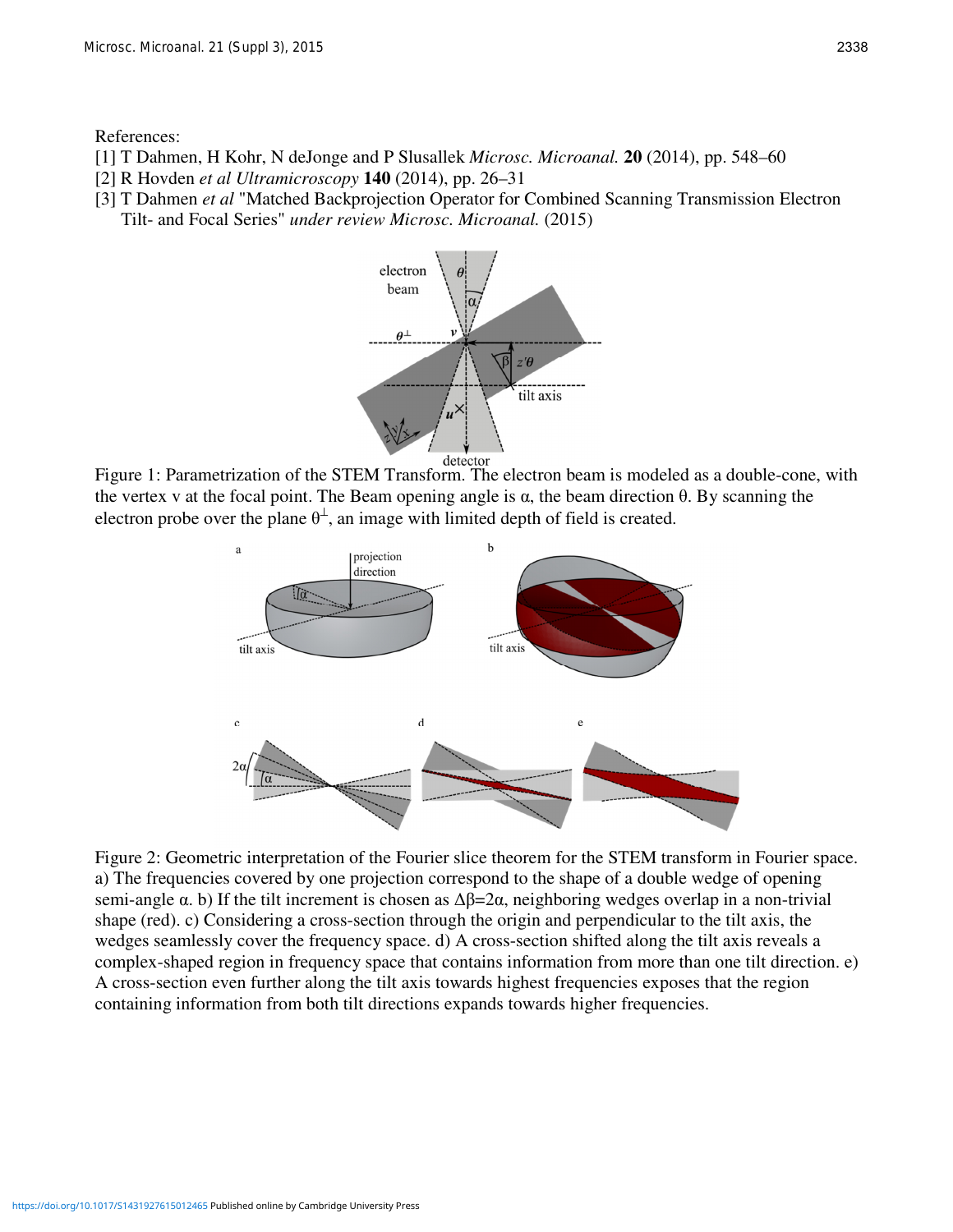References:

[1] T Dahmen, H Kohr, N deJonge and P Slusallek *Microsc. Microanal.* **20** (2014), pp. 548–60

[2] R Hovden *et al Ultramicroscopy* **140** (2014), pp. 26–31

[3] T Dahmen *et al* "Matched Backprojection Operator for Combined Scanning Transmission Electron Tilt- and Focal Series" *under review Microsc. Microanal.* (2015)

electron beam

$\theta$

$\alpha$

$\theta^{\perp}$

$v$

$\beta$

$z'\theta$

tilt axis

$u$

z y x

detector

Figure 1: Parametrization of the STEM Transform. The electron beam is modeled as a double-cone, with the vertex v at the focal point. The Beam opening angle is α, the beam direction θ. By scanning the electron probe over the plane $\theta^{\perp}$, an image with limited depth of field is created.

a

projection direction

α

tilt axis

b

tilt axis

c

2α

α

d

e

Figure 2: Geometric interpretation of the Fourier slice theorem for the STEM transform in Fourier space. a) The frequencies covered by one projection correspond to the shape of a double wedge of opening semi-angle α. b) If the tilt increment is chosen as $\Delta\beta=2\alpha$, neighboring wedges overlap in a non-trivial shape (red). c) Considering a cross-section through the origin and perpendicular to the tilt axis, the wedges seamlessly cover the frequency space. d) A cross-section shifted along the tilt axis reveals a complex-shaped region in frequency space that contains information from more than one tilt direction. e) A cross-section even further along the tilt axis towards highest frequencies exposes that the region containing information from both tilt directions expands towards higher frequencies.